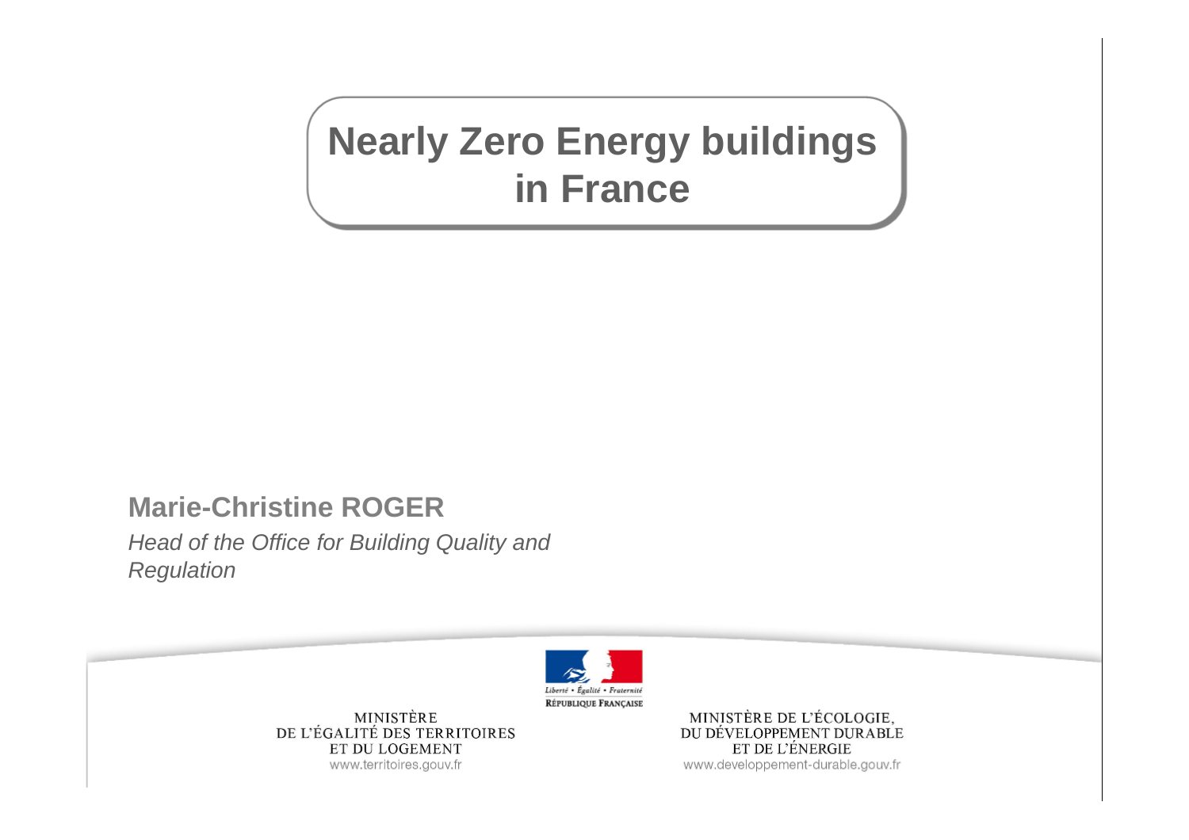# Nearly Zero Energy buildings in France

**Marie-Christine ROGER**

*Head of the Office for Building Quality and Regulation*

Liberté • Égalité • Fraternité
RÉPUBLIQUE FRANÇAISE

MINISTÈRE
DE L'ÉGALITÉ DES TERRITOIRES
ET DU LOGEMENT
www.territoires.gouv.fr

MINISTÈRE DE L'ÉCOLOGIE,
DU DÉVELOPPEMENT DURABLE
ET DE L'ÉNERGIE
www.developpement-durable.gouv.fr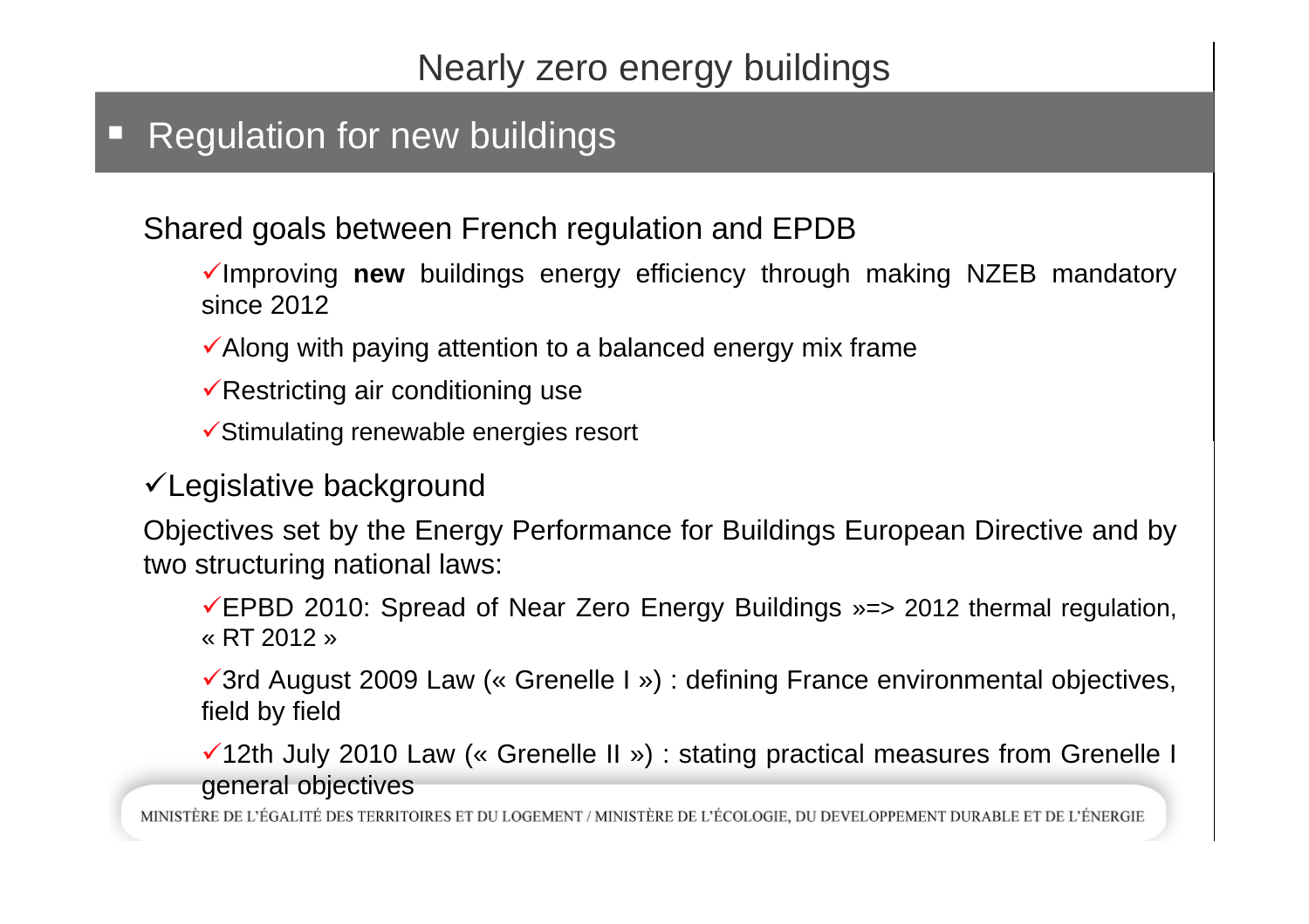# Nearly zero energy buildings

## Regulation for new buildings

Shared goals between French regulation and EPDB

- ✓Improving **new** buildings energy efficiency through making NZEB mandatory since 2012
- ✓Along with paying attention to a balanced energy mix frame
- ✓Restricting air conditioning use
- ✓Stimulating renewable energies resort

### ✓Legislative background

Objectives set by the Energy Performance for Buildings European Directive and by two structuring national laws:

- ✓EPBD 2010: Spread of Near Zero Energy Buildings »=> 2012 thermal regulation, « RT 2012 »
- ✓3rd August 2009 Law (« Grenelle I ») : defining France environmental objectives, field by field
- ✓12th July 2010 Law (« Grenelle II ») : stating practical measures from Grenelle I general objectives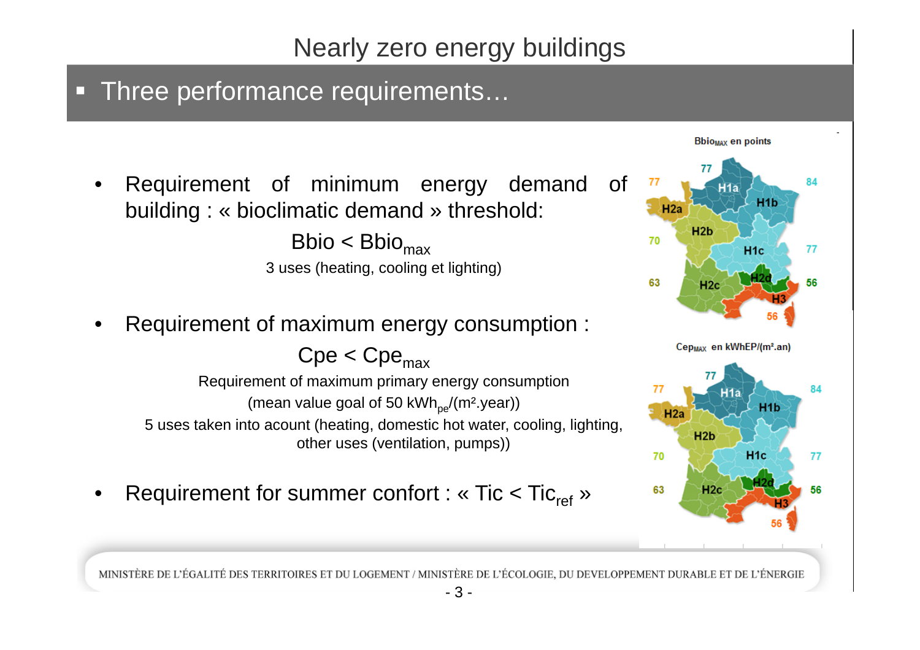# Nearly zero energy buildings

## Three performance requirements…

- Requirement of minimum energy demand of building : « bioclimatic demand » threshold:

$$Bbio < Bbio_{max}$$

3 uses (heating, cooling et lighting)

- Requirement of maximum energy consumption :

$$Cpe < Cpe_{max}$$

Requirement of maximum primary energy consumption

(mean value goal of 50 $kWh_{pe}/(m^2.year)$)

5 uses taken into acount (heating, domestic hot water, cooling, lighting, other uses (ventilation, pumps))

- Requirement for summer confort : « $Tic < Tic_{ref}$ »

$Bbio_{MAX}$ en points

| Zone | Value |
| --- | --- |
| H1a | 77 |
| H1b | 84 |
| H1c | 77 |
| H2a | 77 |
| H2b | 70 |
| H2c | 63 |
| H2d | 56 |
| H3 | 56 |

$Cep_{MAX}$ en kWhEP/(m².an)

| Zone | Value |
| --- | --- |
| H1a | 77 |
| H1b | 84 |
| H1c | 77 |
| H2a | 77 |
| H2b | 70 |
| H2c | 63 |
| H2d | 56 |
| H3 | 56 |

MINISTÈRE DE L'ÉGALITÉ DES TERRITOIRES ET DU LOGEMENT / MINISTÈRE DE L'ÉCOLOGIE, DU DEVELOPPEMENT DURABLE ET DE L'ÉNERGIE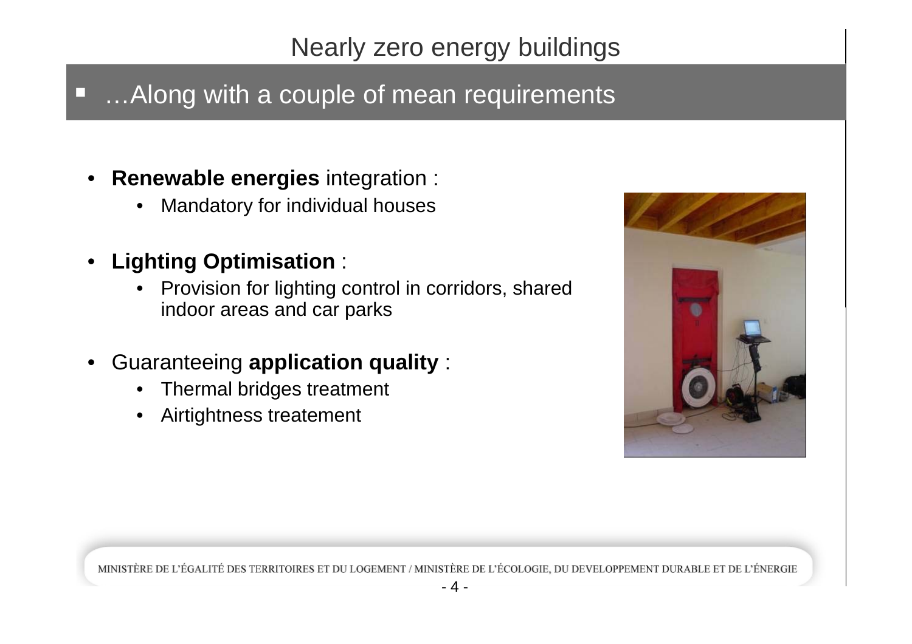# Nearly zero energy buildings

## …Along with a couple of mean requirements

- **Renewable energies** integration :
  - Mandatory for individual houses
- **Lighting Optimisation** :
  - Provision for lighting control in corridors, shared indoor areas and car parks
- Guaranteeing **application quality** :
  - Thermal bridges treatment
  - Airtightness treatement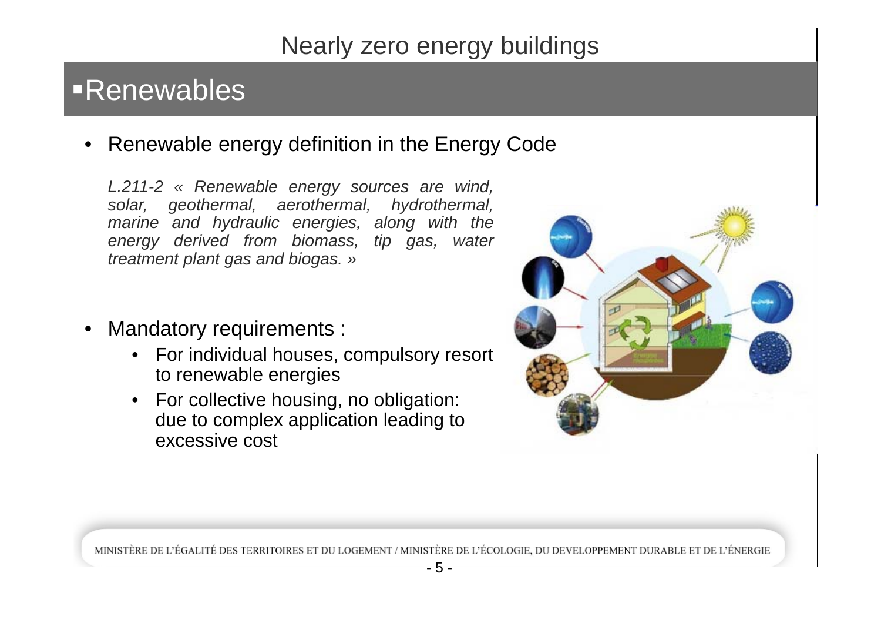# Nearly zero energy buildings

## Renewables

- Renewable energy definition in the Energy Code

  *L.211-2 « Renewable energy sources are wind, solar, geothermal, aerothermal, hydrothermal, marine and hydraulic energies, along with the energy derived from biomass, tip gas, water treatment plant gas and biogas. »*

- Mandatory requirements :
  - For individual houses, compulsory resort to renewable energies
  - For collective housing, no obligation: due to complex application leading to excessive cost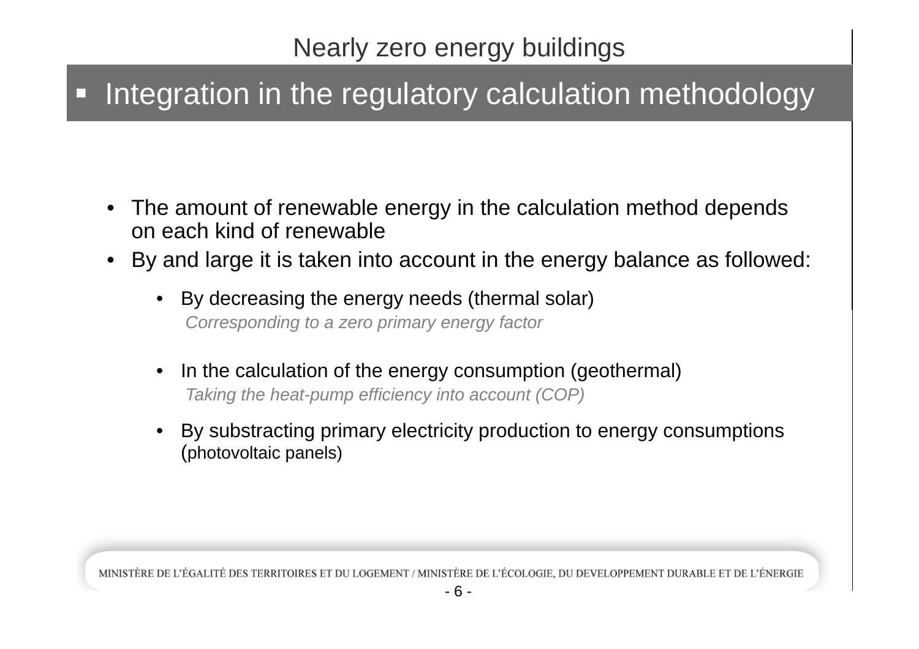# Nearly zero energy buildings

## Integration in the regulatory calculation methodology

- The amount of renewable energy in the calculation method depends on each kind of renewable
- By and large it is taken into account in the energy balance as followed:
  - By decreasing the energy needs (thermal solar)
    *Corresponding to a zero primary energy factor*
  - In the calculation of the energy consumption (geothermal)
    *Taking the heat-pump efficiency into account (COP)*
  - By substracting primary electricity production to energy consumptions (photovoltaic panels)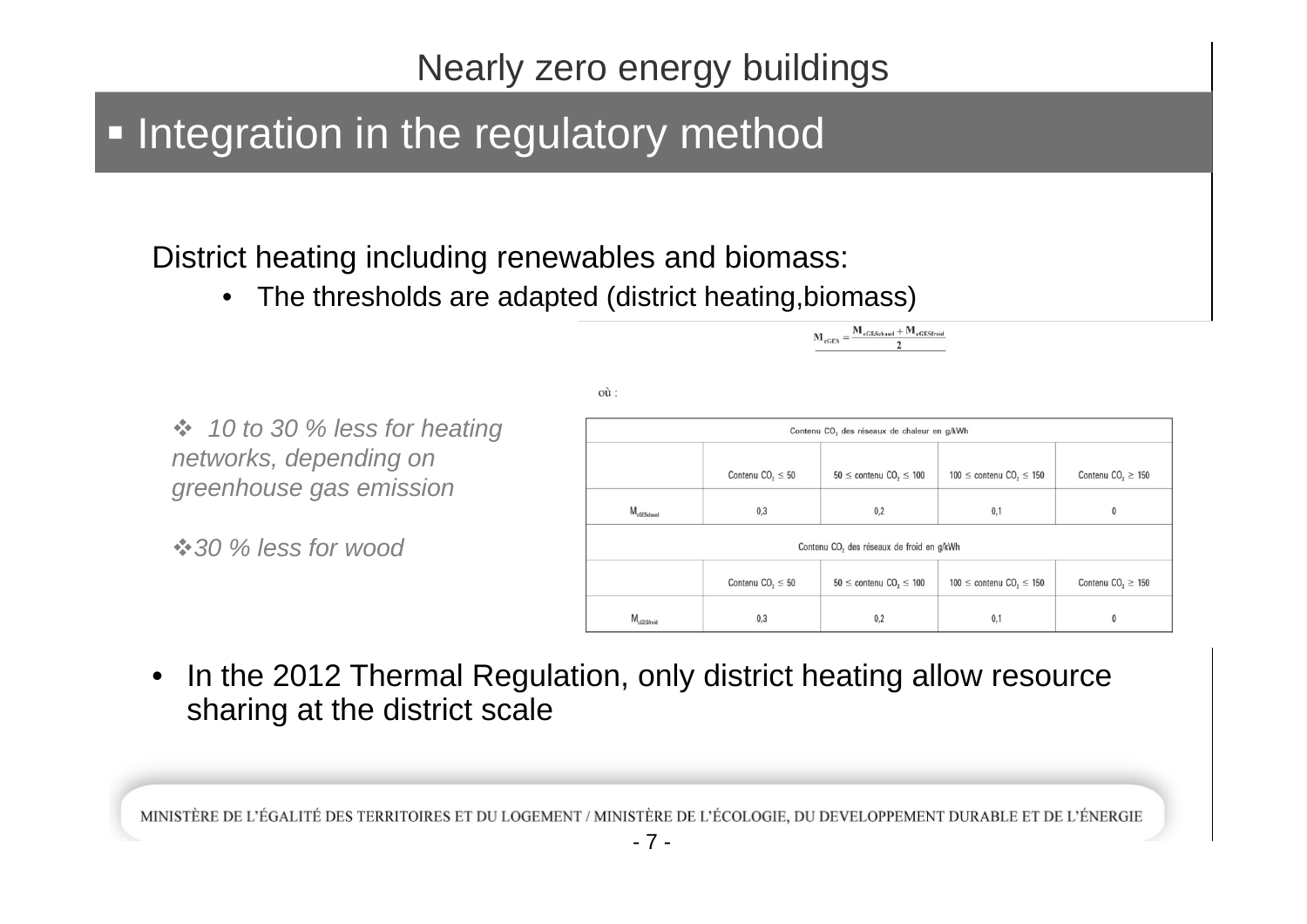# Nearly zero energy buildings

## ▪ Integration in the regulatory method

District heating including renewables and biomass:

- The thresholds are adapted (district heating,biomass)

$$M_{cGES} = \frac{M_{cGESchaud} + M_{cGESfroid}}{2}$$

où :

| Contenu $CO_2$ des réseaux de chaleur en g/kWh | | | | |
|---|---|---|---|---|
| | Contenu $CO_2 \leq 50$ | $50 \leq$ contenu $CO_2 \leq 100$ | $100 \leq$ contenu $CO_2 \leq 150$ | Contenu $CO_2 \geq 150$ |
| $M_{cGESchaud}$ | 0,3 | 0,2 | 0,1 | 0 |
| **Contenu $CO_2$ des réseaux de froid en g/kWh** | | | | |
| | Contenu $CO_2 \leq 50$ | $50 \leq$ contenu $CO_2 \leq 100$ | $100 \leq$ contenu $CO_2 \leq 150$ | Contenu $CO_2 \geq 150$ |
| $M_{cGESfroid}$ | 0,3 | 0,2 | 0,1 | 0 |

❖ *10 to 30 % less for heating networks, depending on greenhouse gas emission*

❖ *30 % less for wood*

- In the 2012 Thermal Regulation, only district heating allow resource sharing at the district scale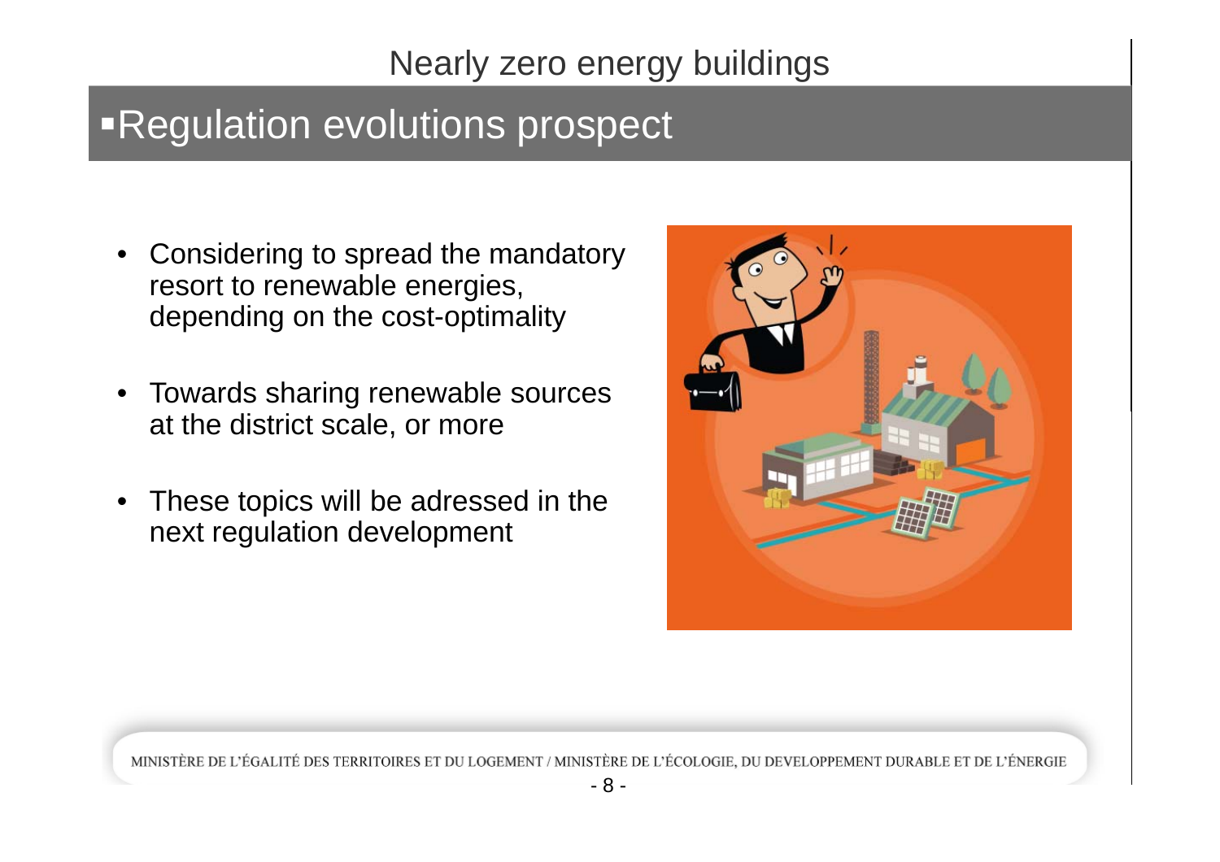# Nearly zero energy buildings

## ▪Regulation evolutions prospect

- Considering to spread the mandatory resort to renewable energies, depending on the cost-optimality
- Towards sharing renewable sources at the district scale, or more
- These topics will be adressed in the next regulation development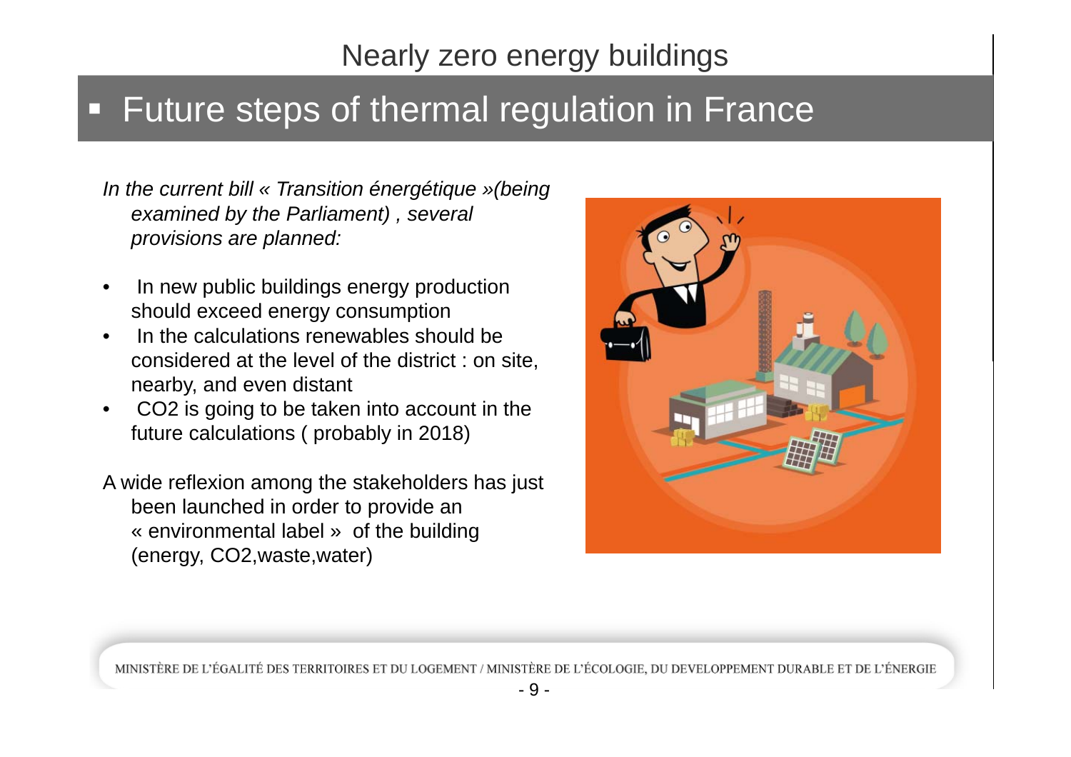# Nearly zero energy buildings

## Future steps of thermal regulation in France

*In the current bill « Transition énergétique »(being examined by the Parliament) , several provisions are planned:*

- In new public buildings energy production should exceed energy consumption
- In the calculations renewables should be considered at the level of the district : on site, nearby, and even distant
- $CO_2$ is going to be taken into account in the future calculations ( probably in 2018)

A wide reflexion among the stakeholders has just been launched in order to provide an « environmental label » of the building (energy, $CO_2$,waste,water)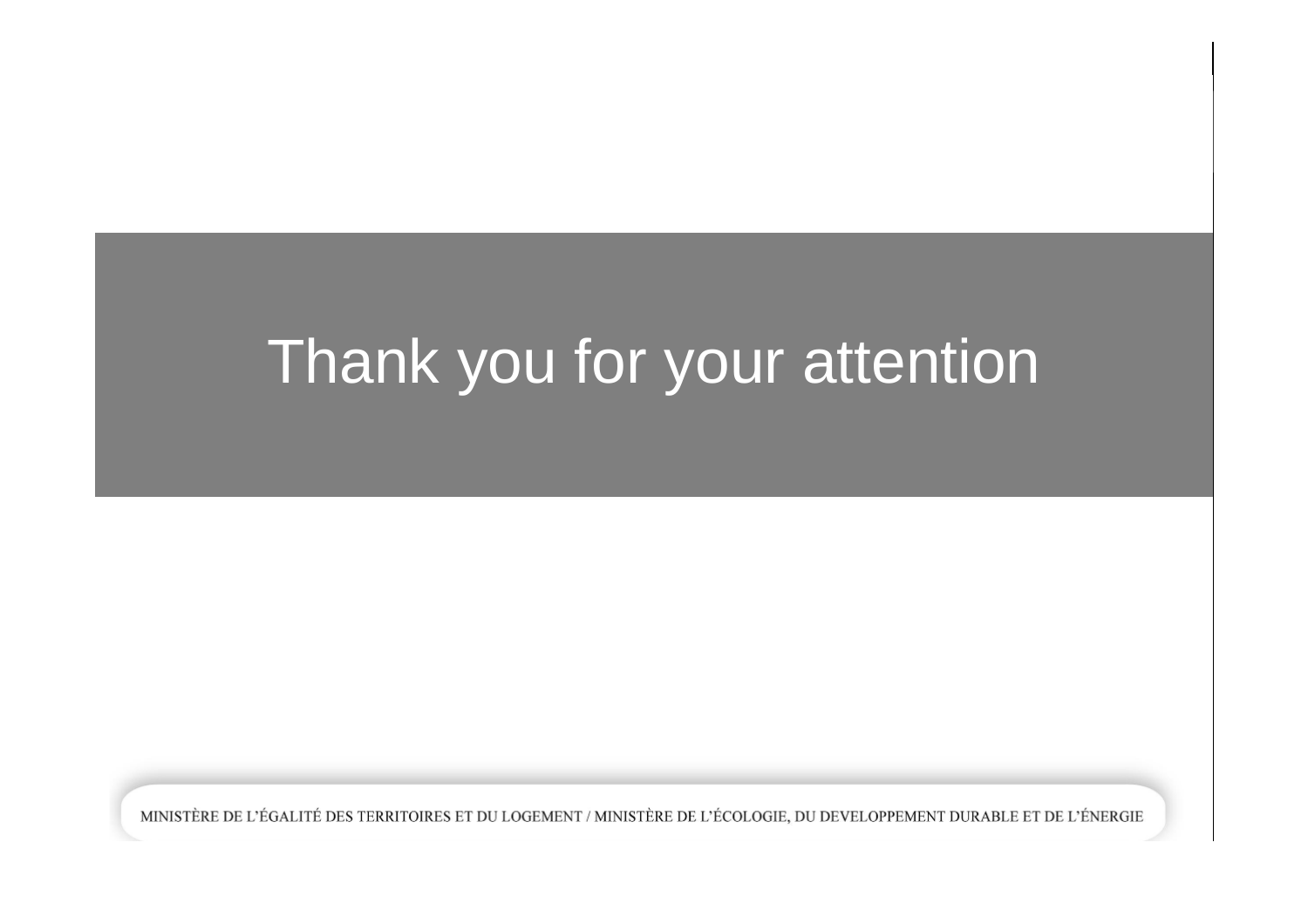# Thank you for your attention